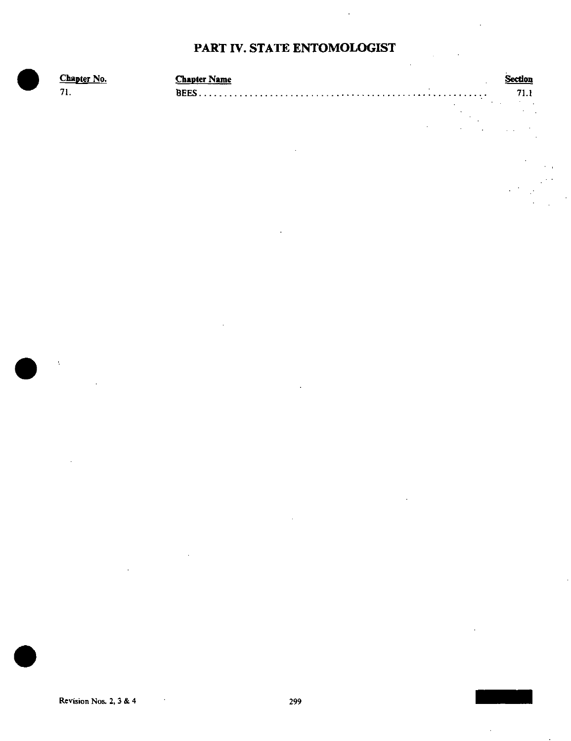# PART IV. STATE ENTOMOLOGIST

| Chapter No. | Chapter Name | Section |
|---|---|---|
| 71. | BEES | 71.1 |

Revision Nos. 2, 3 & 4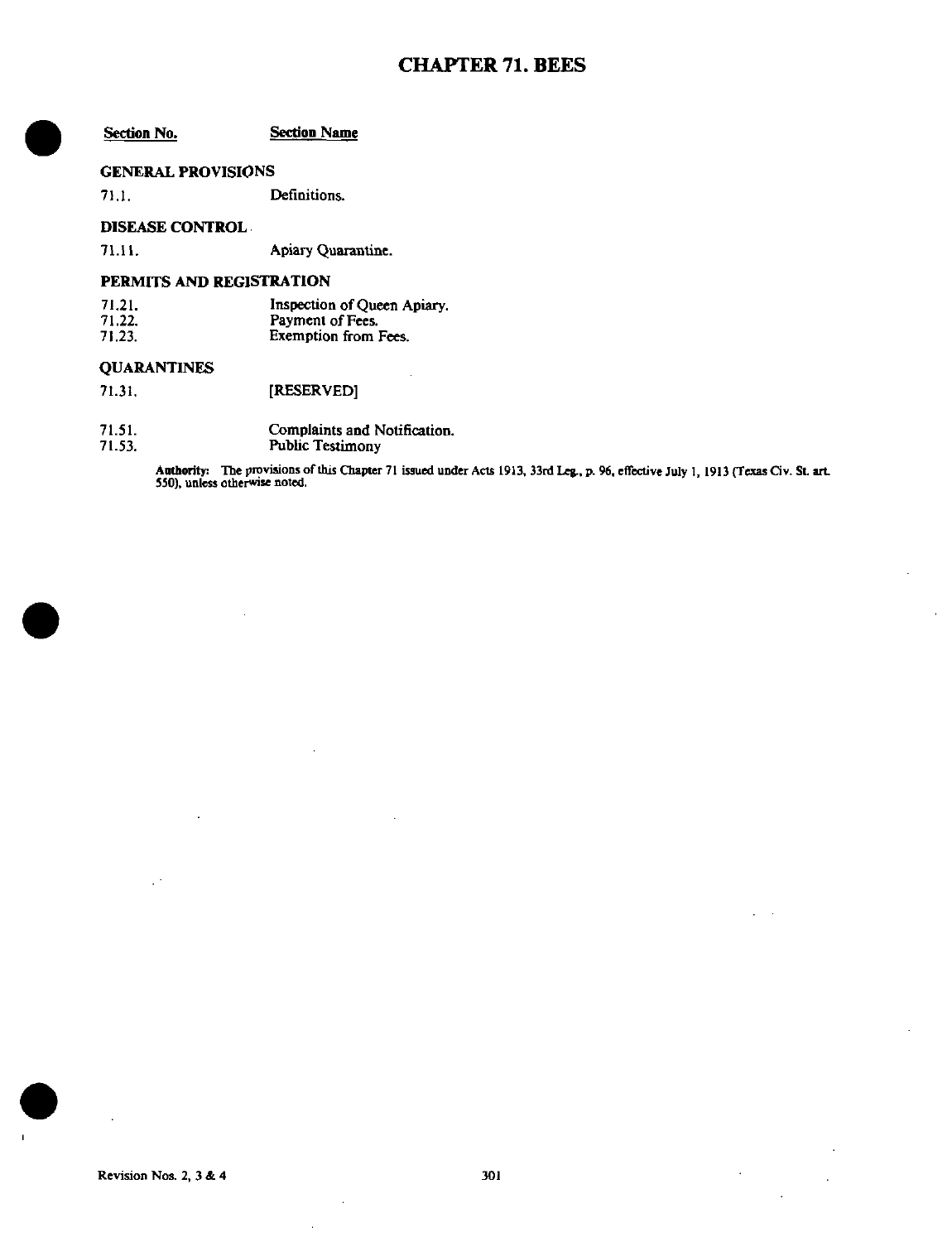# CHAPTER 71. BEES

| Section No. | Section Name |
|---|---|
| **GENERAL PROVISIONS** | |
| 71.1. | Definitions. |
| **DISEASE CONTROL** | |
| 71.11. | Apiary Quarantine. |
| **PERMITS AND REGISTRATION** | |
| 71.21. | Inspection of Queen Apiary. |
| 71.22. | Payment of Fees. |
| 71.23. | Exemption from Fees. |
| **QUARANTINES** | |
| 71.31. | [RESERVED] |
| 71.51. | Complaints and Notification. |
| 71.53. | Public Testimony |

**Authority:** The provisions of this Chapter 71 issued under Acts 1913, 33rd Leg., p. 96, effective July 1, 1913 (Texas Civ. St. art. 550), unless otherwise noted.

Revision Nos. 2, 3 & 4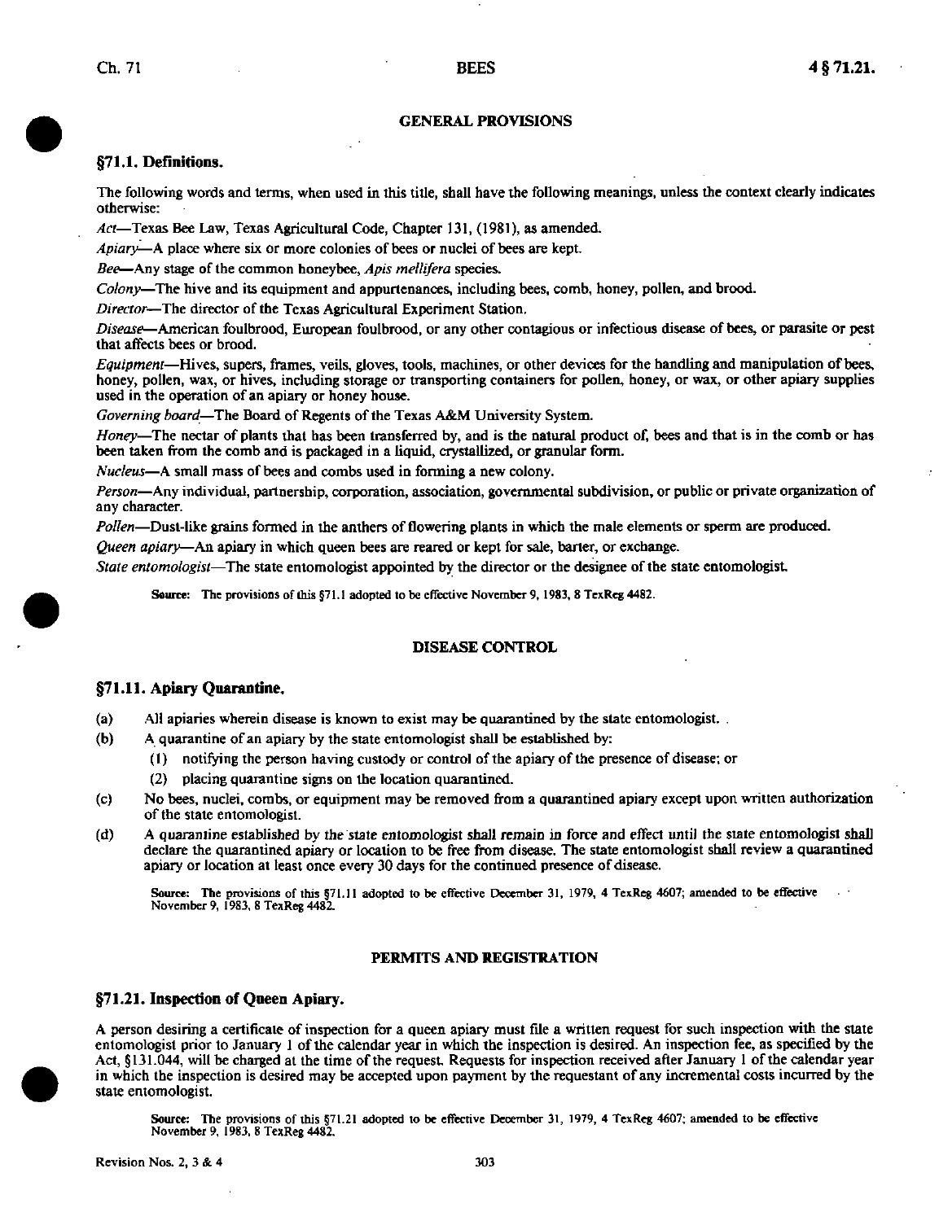## GENERAL PROVISIONS

### §71.1. Definitions.

The following words and terms, when used in this title, shall have the following meanings, unless the context clearly indicates otherwise:

*Act*—Texas Bee Law, Texas Agricultural Code, Chapter 131, (1981), as amended.

*Apiary*—A place where six or more colonies of bees or nuclei of bees are kept.

*Bee*—Any stage of the common honeybee, *Apis mellifera* species.

*Colony*—The hive and its equipment and appurtenances, including bees, comb, honey, pollen, and brood.

*Director*—The director of the Texas Agricultural Experiment Station.

*Disease*—American foulbrood, European foulbrood, or any other contagious or infectious disease of bees, or parasite or pest that affects bees or brood.

*Equipment*—Hives, supers, frames, veils, gloves, tools, machines, or other devices for the handling and manipulation of bees, honey, pollen, wax, or hives, including storage or transporting containers for pollen, honey, or wax, or other apiary supplies used in the operation of an apiary or honey house.

*Governing board*—The Board of Regents of the Texas A&M University System.

*Honey*—The nectar of plants that has been transferred by, and is the natural product of, bees and that is in the comb or has been taken from the comb and is packaged in a liquid, crystallized, or granular form.

*Nucleus*—A small mass of bees and combs used in forming a new colony.

*Person*—Any individual, partnership, corporation, association, governmental subdivision, or public or private organization of any character.

*Pollen*—Dust-like grains formed in the anthers of flowering plants in which the male elements or sperm are produced.

*Queen apiary*—An apiary in which queen bees are reared or kept for sale, barter, or exchange.

*State entomologist*—The state entomologist appointed by the director or the designee of the state entomologist.

Source: The provisions of this §71.1 adopted to be effective November 9, 1983, 8 TexReg 4482.

## DISEASE CONTROL

### §71.11. Apiary Quarantine.

(a) All apiaries wherein disease is known to exist may be quarantined by the state entomologist.

(b) A quarantine of an apiary by the state entomologist shall be established by:

  (1) notifying the person having custody or control of the apiary of the presence of disease; or

  (2) placing quarantine signs on the location quarantined.

(c) No bees, nuclei, combs, or equipment may be removed from a quarantined apiary except upon written authorization of the state entomologist.

(d) A quarantine established by the state entomologist shall remain in force and effect until the state entomologist shall declare the quarantined apiary or location to be free from disease. The state entomologist shall review a quarantined apiary or location at least once every 30 days for the continued presence of disease.

Source: The provisions of this §71.11 adopted to be effective December 31, 1979, 4 TexReg 4607; amended to be effective November 9, 1983, 8 TexReg 4482.

## PERMITS AND REGISTRATION

### §71.21. Inspection of Queen Apiary.

A person desiring a certificate of inspection for a queen apiary must file a written request for such inspection with the state entomologist prior to January 1 of the calendar year in which the inspection is desired. An inspection fee, as specified by the Act, §131.044, will be charged at the time of the request. Requests for inspection received after January 1 of the calendar year in which the inspection is desired may be accepted upon payment by the requestant of any incremental costs incurred by the state entomologist.

Source: The provisions of this §71.21 adopted to be effective December 31, 1979, 4 TexReg 4607; amended to be effective November 9, 1983, 8 TexReg 4482.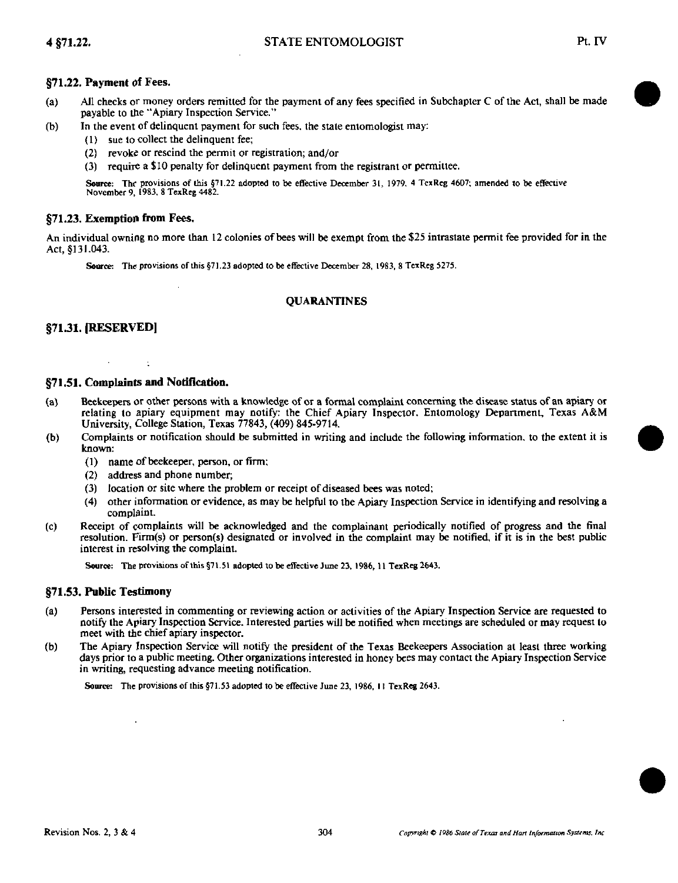### §71.22. Payment of Fees.

(a) All checks or money orders remitted for the payment of any fees specified in Subchapter C of the Act, shall be made payable to the "Apiary Inspection Service."

(b) In the event of delinquent payment for such fees, the state entomologist may:

  (1) sue to collect the delinquent fee;

  (2) revoke or rescind the permit or registration; and/or

  (3) require a $10 penalty for delinquent payment from the registrant or permittee.

**Source:** The provisions of this §71.22 adopted to be effective December 31, 1979, 4 TexReg 4607; amended to be effective November 9, 1983, 8 TexReg 4482.

### §71.23. Exemption from Fees.

An individual owning no more than 12 colonies of bees will be exempt from the $25 intrastate permit fee provided for in the Act, §131.043.

**Source:** The provisions of this §71.23 adopted to be effective December 28, 1983, 8 TexReg 5275.

## QUARANTINES

### §71.31. [RESERVED]

### §71.51. Complaints and Notification.

(a) Beekeepers or other persons with a knowledge of or a formal complaint concerning the disease status of an apiary or relating to apiary equipment may notify: the Chief Apiary Inspector, Entomology Department, Texas A&M University, College Station, Texas 77843, (409) 845-9714.

(b) Complaints or notification should be submitted in writing and include the following information, to the extent it is known:

  (1) name of beekeeper, person, or firm;

  (2) address and phone number;

  (3) location or site where the problem or receipt of diseased bees was noted;

  (4) other information or evidence, as may be helpful to the Apiary Inspection Service in identifying and resolving a complaint.

(c) Receipt of complaints will be acknowledged and the complainant periodically notified of progress and the final resolution. Firm(s) or person(s) designated or involved in the complaint may be notified, if it is in the best public interest in resolving the complaint.

**Source:** The provisions of this §71.51 adopted to be effective June 23, 1986, 11 TexReg 2643.

### §71.53. Public Testimony

(a) Persons interested in commenting or reviewing action or activities of the Apiary Inspection Service are requested to notify the Apiary Inspection Service. Interested parties will be notified when meetings are scheduled or may request to meet with the chief apiary inspector.

(b) The Apiary Inspection Service will notify the president of the Texas Beekeepers Association at least three working days prior to a public meeting. Other organizations interested in honey bees may contact the Apiary Inspection Service in writing, requesting advance meeting notification.

**Source:** The provisions of this §71.53 adopted to be effective June 23, 1986, 11 TexReg 2643.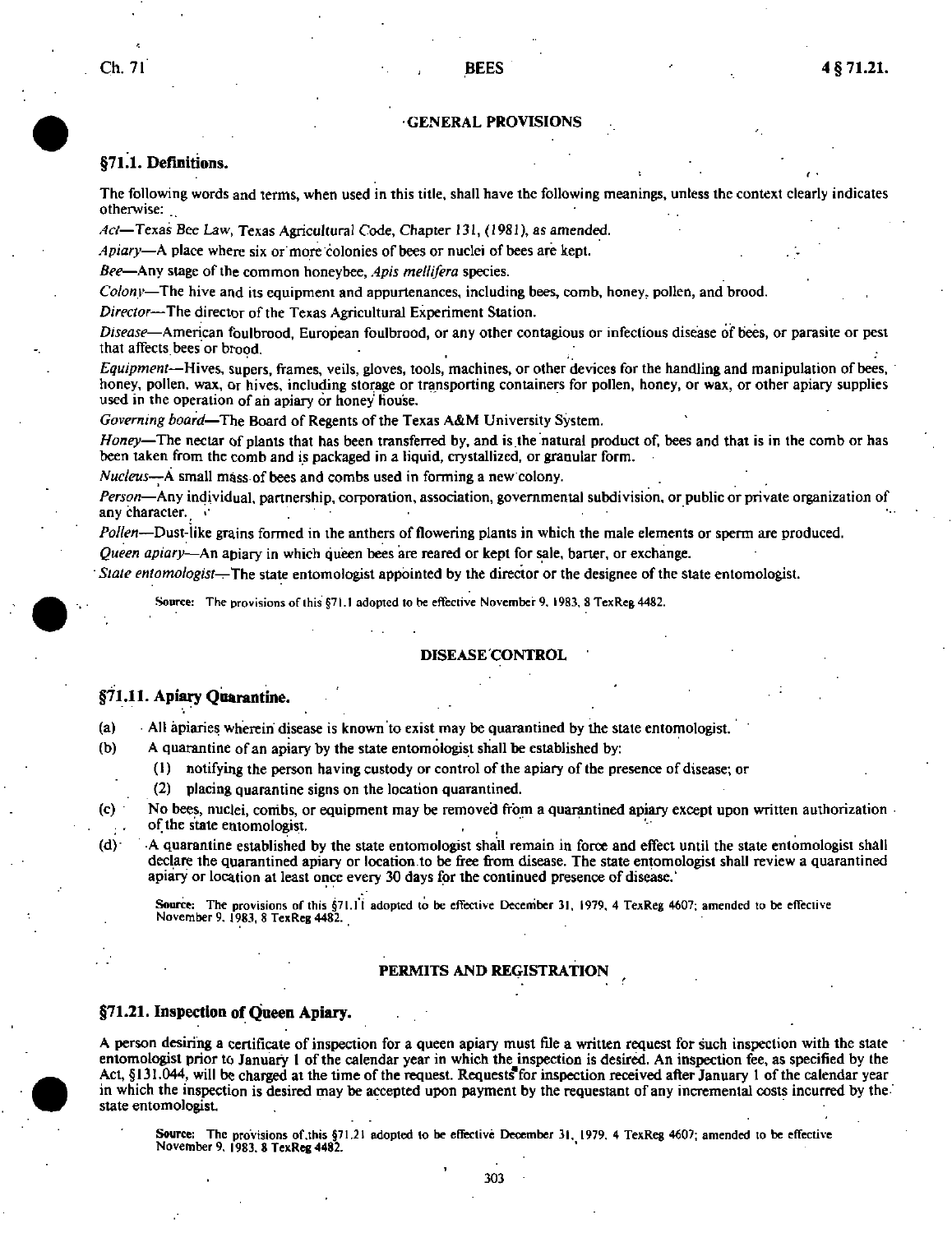## GENERAL PROVISIONS

### §71.1. Definitions.

The following words and terms, when used in this title, shall have the following meanings, unless the context clearly indicates otherwise:

*Act*—Texas Bee Law, Texas Agricultural Code, Chapter 131, (1981), as amended.

*Apiary*—A place where six or more colonies of bees or nuclei of bees are kept.

*Bee*—Any stage of the common honeybee, *Apis mellifera* species.

*Colony*—The hive and its equipment and appurtenances, including bees, comb, honey, pollen, and brood.

*Director*—The director of the Texas Agricultural Experiment Station.

*Disease*—American foulbrood, European foulbrood, or any other contagious or infectious disease of bees, or parasite or pest that affects bees or brood.

*Equipment*—Hives, supers, frames, veils, gloves, tools, machines, or other devices for the handling and manipulation of bees, honey, pollen, wax, or hives, including storage or transporting containers for pollen, honey, or wax, or other apiary supplies used in the operation of an apiary or honey house.

*Governing board*—The Board of Regents of the Texas A&M University System.

*Honey*—The nectar of plants that has been transferred by, and is the natural product of, bees and that is in the comb or has been taken from the comb and is packaged in a liquid, crystallized, or granular form.

*Nucleus*—A small mass of bees and combs used in forming a new colony.

*Person*—Any individual, partnership, corporation, association, governmental subdivision, or public or private organization of any character.

*Pollen*—Dust-like grains formed in the anthers of flowering plants in which the male elements or sperm are produced.

*Queen apiary*—An apiary in which queen bees are reared or kept for sale, barter, or exchange.

*State entomologist*—The state entomologist appointed by the director or the designee of the state entomologist.

Source: The provisions of this §71.1 adopted to be effective November 9, 1983, 8 TexReg 4482.

## DISEASE CONTROL

### §71.11. Apiary Quarantine.

(a) All apiaries wherein disease is known to exist may be quarantined by the state entomologist.

(b) A quarantine of an apiary by the state entomologist shall be established by:

(1) notifying the person having custody or control of the apiary of the presence of disease; or

(2) placing quarantine signs on the location quarantined.

(c) No bees, nuclei, combs, or equipment may be removed from a quarantined apiary except upon written authorization of the state entomologist.

(d) A quarantine established by the state entomologist shall remain in force and effect until the state entomologist shall declare the quarantined apiary or location to be free from disease. The state entomologist shall review a quarantined apiary or location at least once every 30 days for the continued presence of disease.

Source: The provisions of this §71.11 adopted to be effective December 31, 1979, 4 TexReg 4607; amended to be effective November 9, 1983, 8 TexReg 4482.

## PERMITS AND REGISTRATION

### §71.21. Inspection of Queen Apiary.

A person desiring a certificate of inspection for a queen apiary must file a written request for such inspection with the state entomologist prior to January 1 of the calendar year in which the inspection is desired. An inspection fee, as specified by the Act, §131.044, will be charged at the time of the request. Requests for inspection received after January 1 of the calendar year in which the inspection is desired may be accepted upon payment by the requestant of any incremental costs incurred by the state entomologist.

Source: The provisions of this §71.21 adopted to be effective December 31, 1979, 4 TexReg 4607; amended to be effective November 9, 1983, 8 TexReg 4482.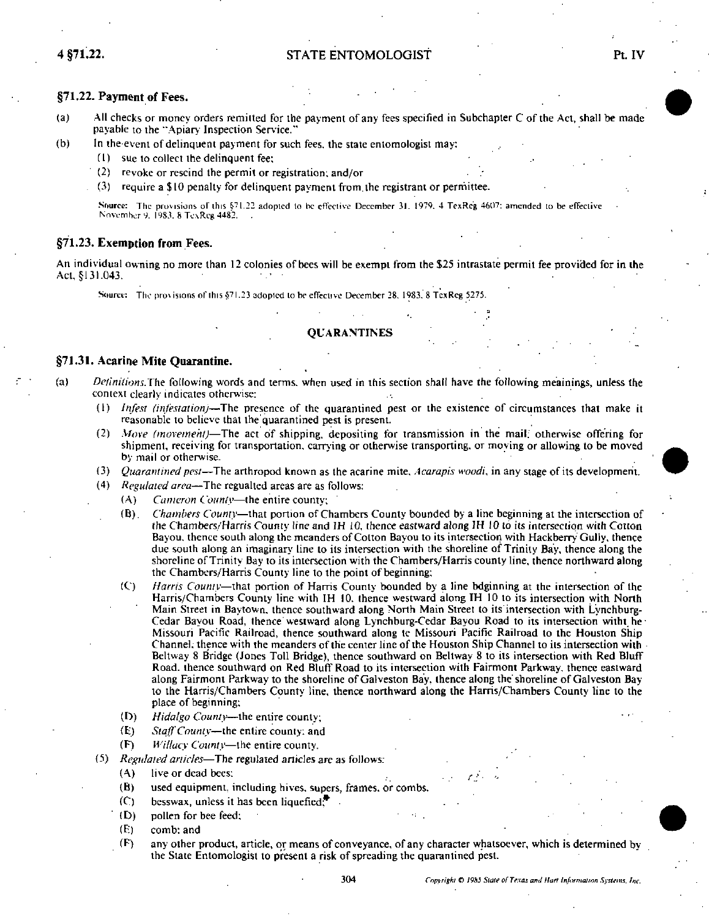### §71.22. Payment of Fees.

(a) All checks or money orders remitted for the payment of any fees specified in Subchapter C of the Act, shall be made payable to the "Apiary Inspection Service."

(b) In the event of delinquent payment for such fees, the state entomologist may:

   (1) sue to collect the delinquent fee;

   (2) revoke or rescind the permit or registration; and/or

   (3) require a $10 penalty for delinquent payment from the registrant or permittee.

Source: The provisions of this §71.22 adopted to be effective December 31, 1979, 4 TexReg 4607; amended to be effective November 9, 1983, 8 TexReg 4482.

### §71.23. Exemption from Fees.

An individual owning no more than 12 colonies of bees will be exempt from the $25 intrastate permit fee provided for in the Act, §131.043.

Source: The provisions of this §71.23 adopted to be effective December 28, 1983, 8 TexReg 5275.

## QUARANTINES

### §71.31. Acarine Mite Quarantine.

(a) *Definitions.* The following words and terms, when used in this section shall have the following meanings, unless the context clearly indicates otherwise:

   (1) *Infest (infestation)*—The presence of the quarantined pest or the existence of circumstances that make it reasonable to believe that the quarantined pest is present.

   (2) *Move (movement)*—The act of shipping, depositing for transmission in the mail; otherwise offering for shipment, receiving for transportation, carrying or otherwise transporting, or moving or allowing to be moved by mail or otherwise.

   (3) *Quarantined pest*—The arthropod known as the acarine mite, *Acarapis woodi*, in any stage of its development.

   (4) *Regulated area*—The regualted areas are as follows:

      (A) *Cameron County*—the entire county;

      (B) *Chambers County*—that portion of Chambers County bounded by a line beginning at the intersection of the Chambers/Harris County line and IH 10, thence eastward along IH 10 to its intersection with Cotton Bayou, thence south along the meanders of Cotton Bayou to its intersection with Hackberry Gully, thence due south along an imaginary line to its intersection with the shoreline of Trinity Bay, thence along the shoreline of Trinity Bay to its intersection with the Chambers/Harris county line, thence northward along the Chambers/Harris County line to the point of beginning;

      (C) *Harris County*—that portion of Harris County bounded by a line bdginning at the intersection of the Harris/Chambers County line with IH 10, thence westward along IH 10 to its intersection with North Main Street in Baytown, thence southward along North Main Street to its intersection with Lynchburg-Cedar Bayou Road, thence westward along Lynchburg-Cedar Bayou Road to its intersection witht he Missouri Pacific Railroad, thence southward along te Missouri Pacific Railroad to the Houston Ship Channel; thence with the meanders of the center line of the Houston Ship Channel to its intersection with Beltway 8 Bridge (Jones Toll Bridge), thence southward on Beltway 8 to its intersection with Red Bluff Road, thence southward on Red Bluff Road to its intersection with Fairmont Parkway, thence eastward along Fairmont Parkway to the shoreline of Galveston Bay, thence along the shoreline of Galveston Bay to the Harris/Chambers County line, thence northward along the Harris/Chambers County line to the place of beginning;

      (D) *Hidalgo County*—the entire county;

      (E) *Staff County*—the entire county; and

      (F) *Willacy County*—the entire county.

   (5) *Regulated articles*—The regulated articles are as follows:

      (A) live or dead bees;

      (B) used equipment, including hives, supers, frames, or combs.

      (C) besswax, unless it has been liquefied;

      (D) pollen for bee feed;

      (E) comb; and

      (F) any other product, article, or means of conveyance, of any character whatsoever, which is determined by the State Entomologist to present a risk of spreading the quarantined pest.